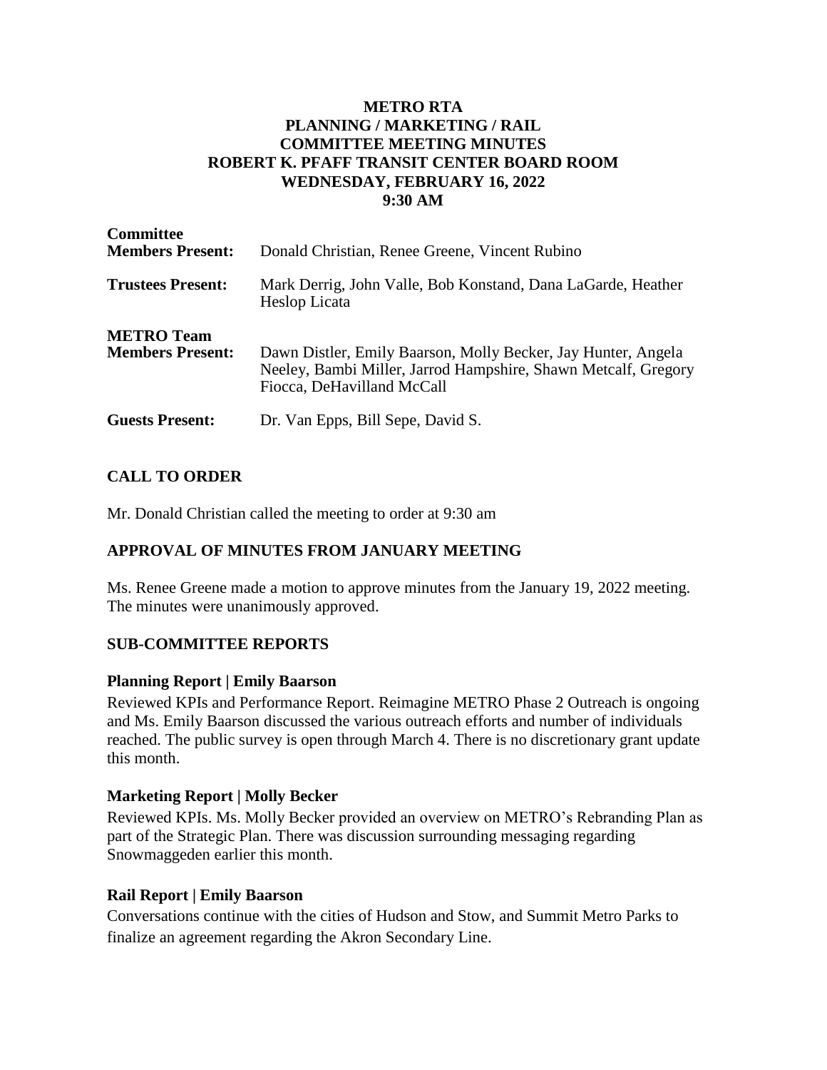**METRO RTA**
**PLANNING / MARKETING / RAIL**
**COMMITTEE MEETING MINUTES**
**ROBERT K. PFAFF TRANSIT CENTER BOARD ROOM**
**WEDNESDAY, FEBRUARY 16, 2022**
**9:30 AM**

| | |
|---|---|
| **Committee Members Present:** | Donald Christian, Renee Greene, Vincent Rubino |
| **Trustees Present:** | Mark Derrig, John Valle, Bob Konstand, Dana LaGarde, Heather Heslop Licata |
| **METRO Team Members Present:** | Dawn Distler, Emily Baarson, Molly Becker, Jay Hunter, Angela Neeley, Bambi Miller, Jarrod Hampshire, Shawn Metcalf, Gregory Fiocca, DeHavilland McCall |
| **Guests Present:** | Dr. Van Epps, Bill Sepe, David S. |

## CALL TO ORDER

Mr. Donald Christian called the meeting to order at 9:30 am

## APPROVAL OF MINUTES FROM JANUARY MEETING

Ms. Renee Greene made a motion to approve minutes from the January 19, 2022 meeting. The minutes were unanimously approved.

## SUB-COMMITTEE REPORTS

### Planning Report | Emily Baarson

Reviewed KPIs and Performance Report. Reimagine METRO Phase 2 Outreach is ongoing and Ms. Emily Baarson discussed the various outreach efforts and number of individuals reached. The public survey is open through March 4. There is no discretionary grant update this month.

### Marketing Report | Molly Becker

Reviewed KPIs. Ms. Molly Becker provided an overview on METRO's Rebranding Plan as part of the Strategic Plan. There was discussion surrounding messaging regarding Snowmaggeden earlier this month.

### Rail Report | Emily Baarson

Conversations continue with the cities of Hudson and Stow, and Summit Metro Parks to finalize an agreement regarding the Akron Secondary Line.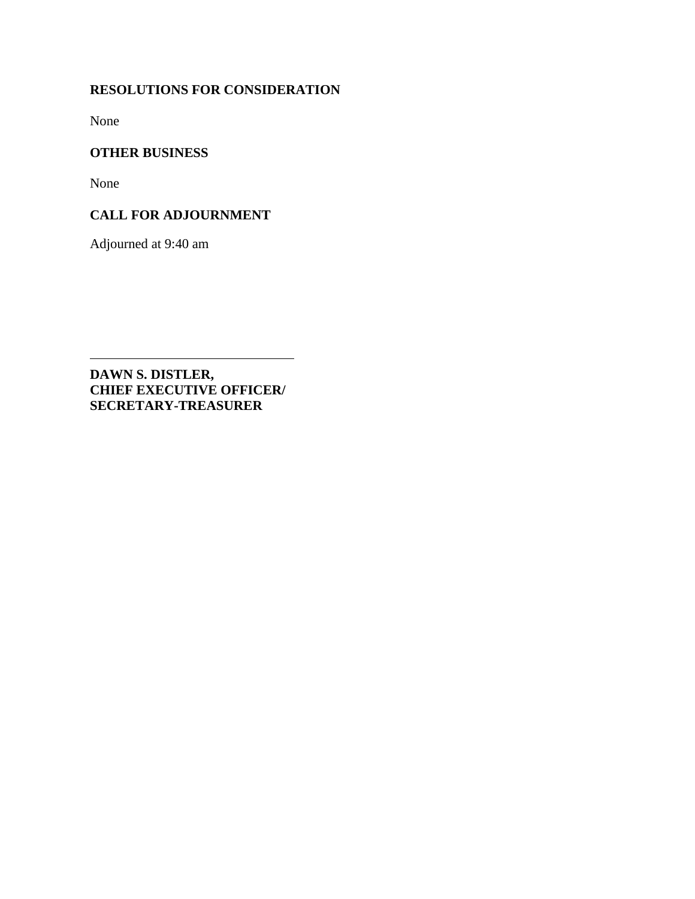**RESOLUTIONS FOR CONSIDERATION**

None

**OTHER BUSINESS**

None

**CALL FOR ADJOURNMENT**

Adjourned at 9:40 am

\_\_\_\_\_\_\_\_\_\_\_\_\_\_\_\_\_\_\_\_\_\_\_\_\_\_\_\_\_\_\_\_

**DAWN S. DISTLER,**
**CHIEF EXECUTIVE OFFICER/**
**SECRETARY-TREASURER**